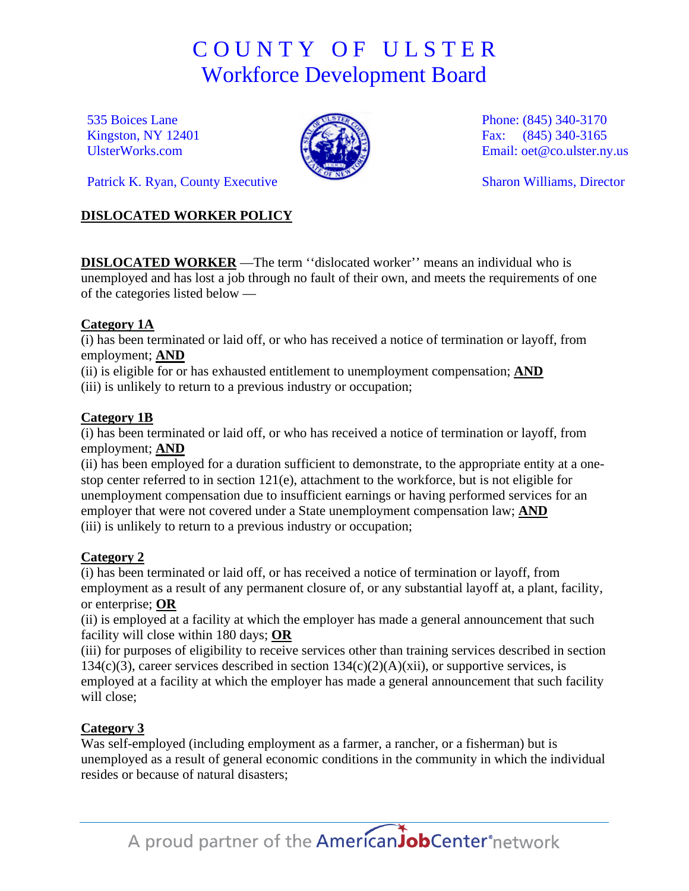# COUNTY OF ULSTER
## Workforce Development Board

535 Boices Lane
Kingston, NY 12401
UlsterWorks.com

Phone: (845) 340-3170
Fax: (845) 340-3165
Email: oet@co.ulster.ny.us

Patrick K. Ryan, County Executive

Sharon Williams, Director

**DISLOCATED WORKER POLICY**

**DISLOCATED WORKER** —The term ''dislocated worker'' means an individual who is unemployed and has lost a job through no fault of their own, and meets the requirements of one of the categories listed below —

**Category 1A**

(i) has been terminated or laid off, or who has received a notice of termination or layoff, from employment; **AND**

(ii) is eligible for or has exhausted entitlement to unemployment compensation; **AND**

(iii) is unlikely to return to a previous industry or occupation;

**Category 1B**

(i) has been terminated or laid off, or who has received a notice of termination or layoff, from employment; **AND**

(ii) has been employed for a duration sufficient to demonstrate, to the appropriate entity at a one-stop center referred to in section 121(e), attachment to the workforce, but is not eligible for unemployment compensation due to insufficient earnings or having performed services for an employer that were not covered under a State unemployment compensation law; **AND**

(iii) is unlikely to return to a previous industry or occupation;

**Category 2**

(i) has been terminated or laid off, or has received a notice of termination or layoff, from employment as a result of any permanent closure of, or any substantial layoff at, a plant, facility, or enterprise; **OR**

(ii) is employed at a facility at which the employer has made a general announcement that such facility will close within 180 days; **OR**

(iii) for purposes of eligibility to receive services other than training services described in section 134(c)(3), career services described in section 134(c)(2)(A)(xii), or supportive services, is employed at a facility at which the employer has made a general announcement that such facility will close;

**Category 3**

Was self-employed (including employment as a farmer, a rancher, or a fisherman) but is unemployed as a result of general economic conditions in the community in which the individual resides or because of natural disasters;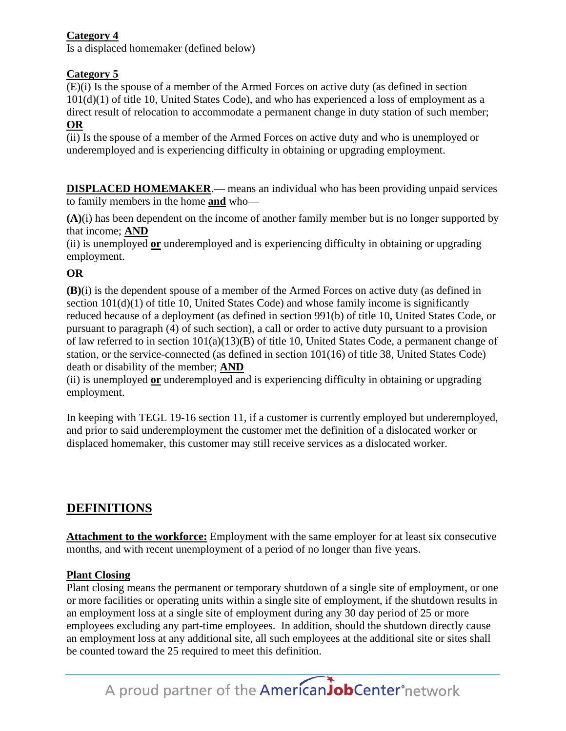**Category 4**
Is a displaced homemaker (defined below)

**Category 5**
(E)(i) Is the spouse of a member of the Armed Forces on active duty (as defined in section 101(d)(1) of title 10, United States Code), and who has experienced a loss of employment as a direct result of relocation to accommodate a permanent change in duty station of such member;
**OR**
(ii) Is the spouse of a member of the Armed Forces on active duty and who is unemployed or underemployed and is experiencing difficulty in obtaining or upgrading employment.

**DISPLACED HOMEMAKER**.— means an individual who has been providing unpaid services to family members in the home **and** who—

**(A)**(i) has been dependent on the income of another family member but is no longer supported by that income; **AND**
(ii) is unemployed **or** underemployed and is experiencing difficulty in obtaining or upgrading employment.

**OR**

**(B)**(i) is the dependent spouse of a member of the Armed Forces on active duty (as defined in section 101(d)(1) of title 10, United States Code) and whose family income is significantly reduced because of a deployment (as defined in section 991(b) of title 10, United States Code, or pursuant to paragraph (4) of such section), a call or order to active duty pursuant to a provision of law referred to in section 101(a)(13)(B) of title 10, United States Code, a permanent change of station, or the service-connected (as defined in section 101(16) of title 38, United States Code) death or disability of the member; **AND**
(ii) is unemployed **or** underemployed and is experiencing difficulty in obtaining or upgrading employment.

In keeping with TEGL 19-16 section 11, if a customer is currently employed but underemployed, and prior to said underemployment the customer met the definition of a dislocated worker or displaced homemaker, this customer may still receive services as a dislocated worker.

## DEFINITIONS

**Attachment to the workforce:** Employment with the same employer for at least six consecutive months, and with recent unemployment of a period of no longer than five years.

**Plant Closing**
Plant closing means the permanent or temporary shutdown of a single site of employment, or one or more facilities or operating units within a single site of employment, if the shutdown results in an employment loss at a single site of employment during any 30 day period of 25 or more employees excluding any part-time employees. In addition, should the shutdown directly cause an employment loss at any additional site, all such employees at the additional site or sites shall be counted toward the 25 required to meet this definition.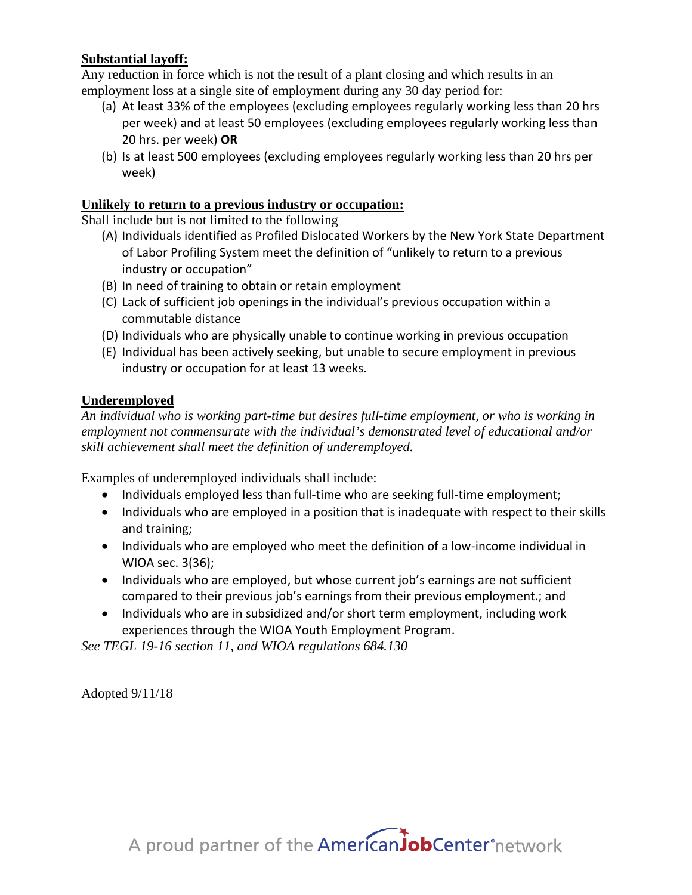**Substantial layoff:**

Any reduction in force which is not the result of a plant closing and which results in an employment loss at a single site of employment during any 30 day period for:

(a) At least 33% of the employees (excluding employees regularly working less than 20 hrs per week) and at least 50 employees (excluding employees regularly working less than 20 hrs. per week) **OR**

(b) Is at least 500 employees (excluding employees regularly working less than 20 hrs per week)

**Unlikely to return to a previous industry or occupation:**

Shall include but is not limited to the following

(A) Individuals identified as Profiled Dislocated Workers by the New York State Department of Labor Profiling System meet the definition of "unlikely to return to a previous industry or occupation"

(B) In need of training to obtain or retain employment

(C) Lack of sufficient job openings in the individual's previous occupation within a commutable distance

(D) Individuals who are physically unable to continue working in previous occupation

(E) Individual has been actively seeking, but unable to secure employment in previous industry or occupation for at least 13 weeks.

**Underemployed**

*An individual who is working part-time but desires full-time employment, or who is working in employment not commensurate with the individual's demonstrated level of educational and/or skill achievement shall meet the definition of underemployed.*

Examples of underemployed individuals shall include:

- Individuals employed less than full-time who are seeking full-time employment;
- Individuals who are employed in a position that is inadequate with respect to their skills and training;
- Individuals who are employed who meet the definition of a low-income individual in WIOA sec. 3(36);
- Individuals who are employed, but whose current job's earnings are not sufficient compared to their previous job's earnings from their previous employment.; and
- Individuals who are in subsidized and/or short term employment, including work experiences through the WIOA Youth Employment Program.

*See TEGL 19-16 section 11, and WIOA regulations 684.130*

Adopted 9/11/18

A proud partner of the AmericanJobCenter network